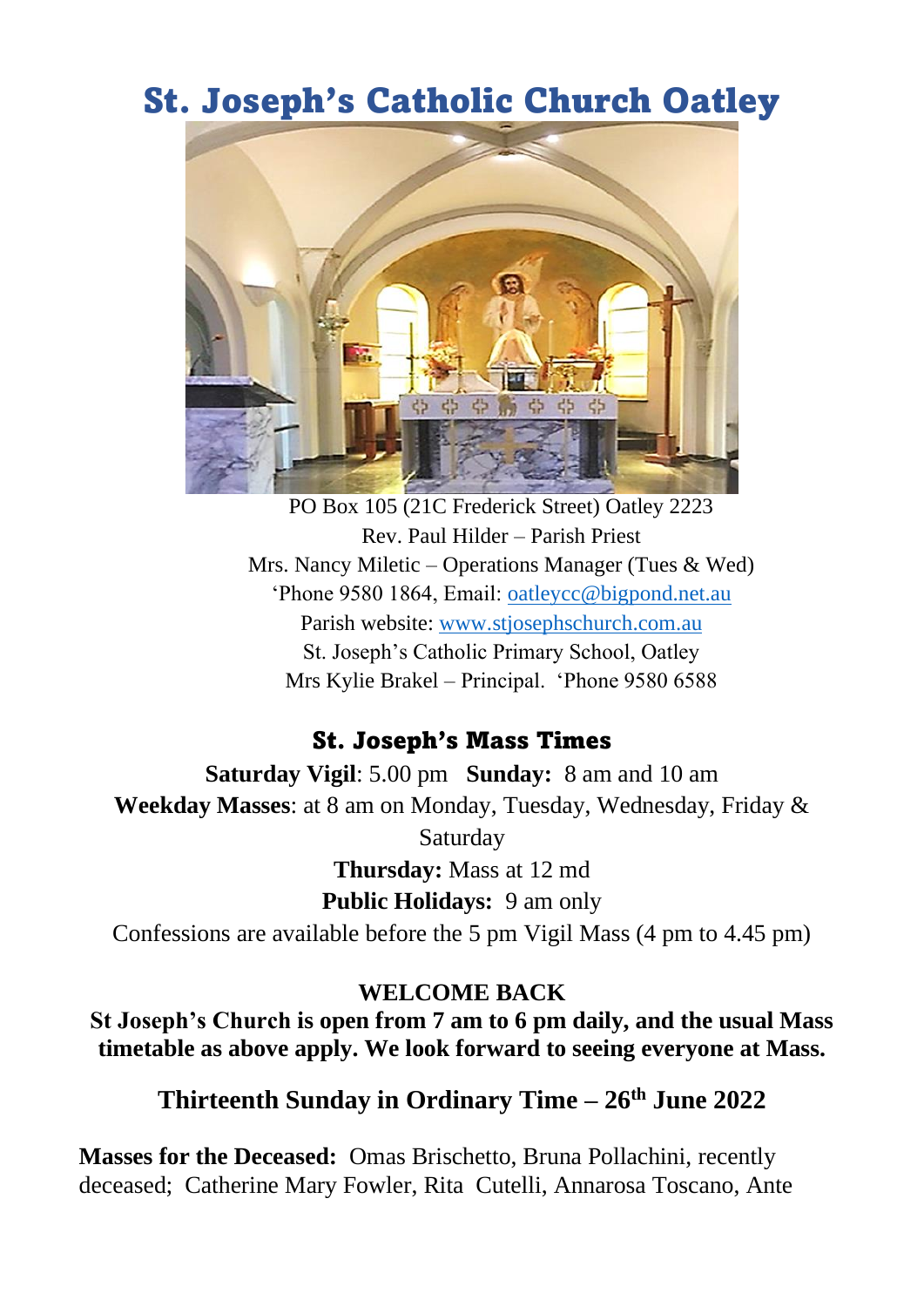# St. Joseph's Catholic Church Oatley

PO Box 105 (21C Frederick Street) Oatley 2223
Rev. Paul Hilder – Parish Priest
Mrs. Nancy Miletic – Operations Manager (Tues & Wed)
'Phone 9580 1864, Email: oatleycc@bigpond.net.au
Parish website: www.stjosephschurch.com.au
St. Joseph's Catholic Primary School, Oatley
Mrs Kylie Brakel – Principal. 'Phone 9580 6588

## St. Joseph's Mass Times

**Saturday Vigil**: 5.00 pm **Sunday:** 8 am and 10 am
**Weekday Masses**: at 8 am on Monday, Tuesday, Wednesday, Friday & Saturday
**Thursday:** Mass at 12 md
**Public Holidays:** 9 am only
Confessions are available before the 5 pm Vigil Mass (4 pm to 4.45 pm)

**WELCOME BACK**
**St Joseph's Church is open from 7 am to 6 pm daily, and the usual Mass timetable as above apply. We look forward to seeing everyone at Mass.**

### Thirteenth Sunday in Ordinary Time – 26th June 2022

**Masses for the Deceased:** Omas Brischetto, Bruna Pollachini, recently deceased; Catherine Mary Fowler, Rita Cutelli, Annarosa Toscano, Ante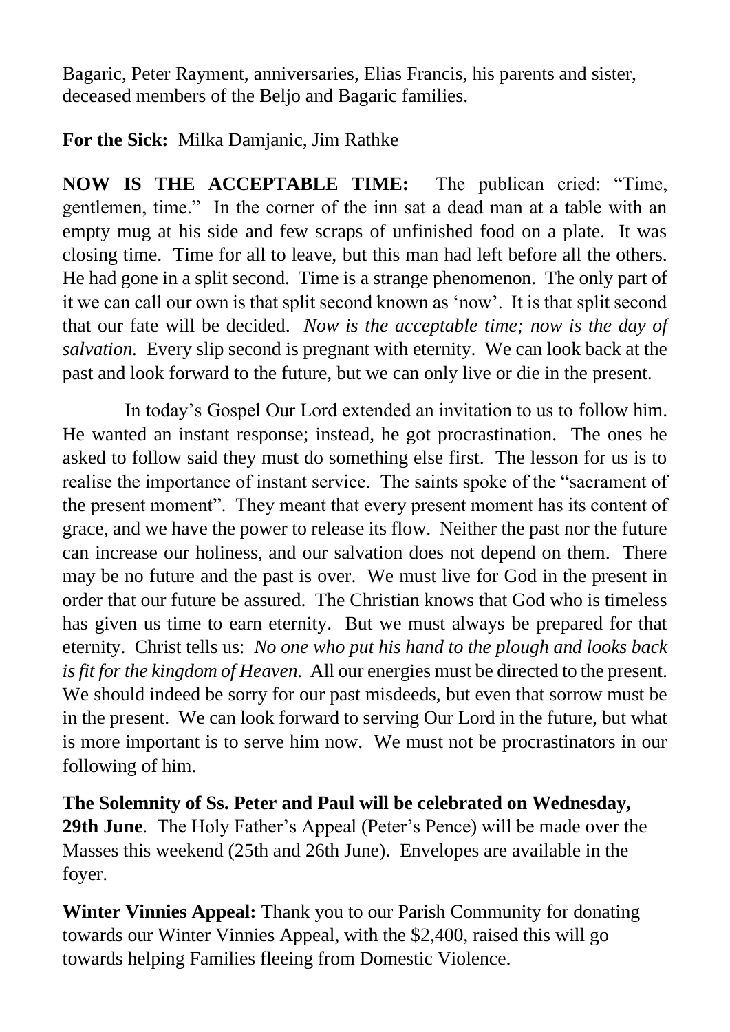Bagaric, Peter Rayment, anniversaries, Elias Francis, his parents and sister, deceased members of the Beljo and Bagaric families.

**For the Sick:** Milka Damjanic, Jim Rathke

**NOW IS THE ACCEPTABLE TIME:** The publican cried: "Time, gentlemen, time." In the corner of the inn sat a dead man at a table with an empty mug at his side and few scraps of unfinished food on a plate. It was closing time. Time for all to leave, but this man had left before all the others. He had gone in a split second. Time is a strange phenomenon. The only part of it we can call our own is that split second known as 'now'. It is that split second that our fate will be decided. *Now is the acceptable time; now is the day of salvation.* Every slip second is pregnant with eternity. We can look back at the past and look forward to the future, but we can only live or die in the present.

In today's Gospel Our Lord extended an invitation to us to follow him. He wanted an instant response; instead, he got procrastination. The ones he asked to follow said they must do something else first. The lesson for us is to realise the importance of instant service. The saints spoke of the "sacrament of the present moment". They meant that every present moment has its content of grace, and we have the power to release its flow. Neither the past nor the future can increase our holiness, and our salvation does not depend on them. There may be no future and the past is over. We must live for God in the present in order that our future be assured. The Christian knows that God who is timeless has given us time to earn eternity. But we must always be prepared for that eternity. Christ tells us: *No one who put his hand to the plough and looks back is fit for the kingdom of Heaven.* All our energies must be directed to the present. We should indeed be sorry for our past misdeeds, but even that sorrow must be in the present. We can look forward to serving Our Lord in the future, but what is more important is to serve him now. We must not be procrastinators in our following of him.

**The Solemnity of Ss. Peter and Paul will be celebrated on Wednesday, 29th June**. The Holy Father's Appeal (Peter's Pence) will be made over the Masses this weekend (25th and 26th June). Envelopes are available in the foyer.

**Winter Vinnies Appeal:** Thank you to our Parish Community for donating towards our Winter Vinnies Appeal, with the $2,400, raised this will go towards helping Families fleeing from Domestic Violence.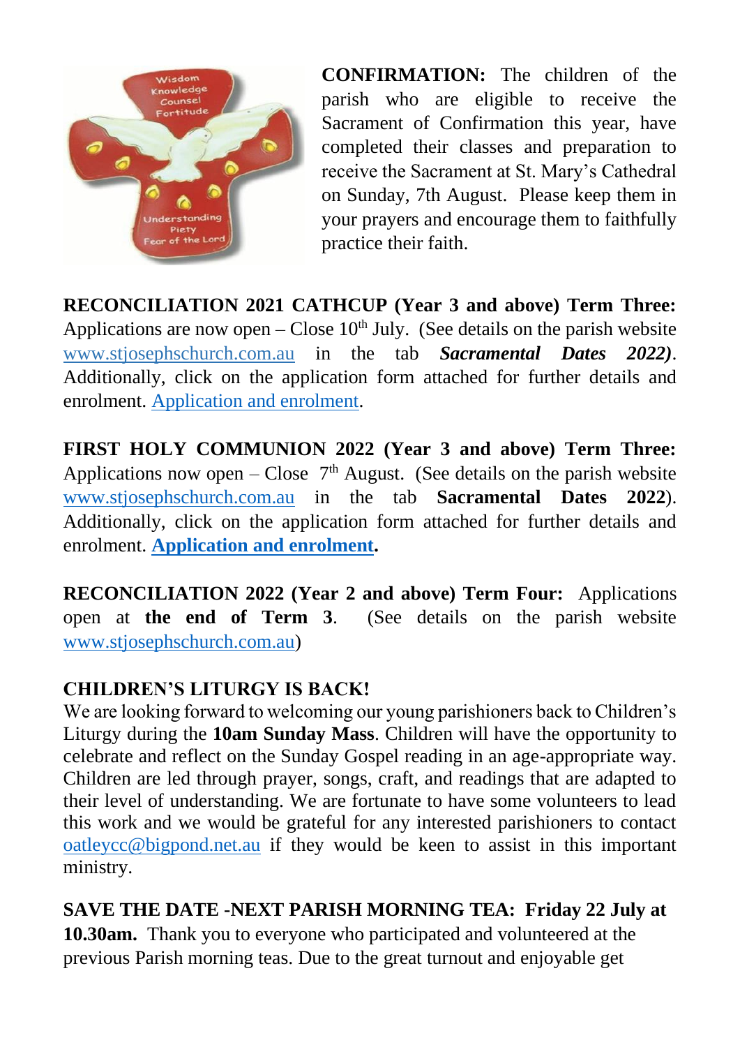**CONFIRMATION:** The children of the parish who are eligible to receive the Sacrament of Confirmation this year, have completed their classes and preparation to receive the Sacrament at St. Mary's Cathedral on Sunday, 7th August. Please keep them in your prayers and encourage them to faithfully practice their faith.

**RECONCILIATION 2021 CATHCUP (Year 3 and above) Term Three:** Applications are now open – Close 10th July. (See details on the parish website www.stjosephschurch.com.au in the tab ***Sacramental Dates 2022)***. Additionally, click on the application form attached for further details and enrolment. Application and enrolment.

**FIRST HOLY COMMUNION 2022 (Year 3 and above) Term Three:** Applications now open – Close 7th August. (See details on the parish website www.stjosephschurch.com.au in the tab **Sacramental Dates 2022**). Additionally, click on the application form attached for further details and enrolment. **Application and enrolment.**

**RECONCILIATION 2022 (Year 2 and above) Term Four:** Applications open at **the end of Term 3**. (See details on the parish website www.stjosephschurch.com.au)

**CHILDREN'S LITURGY IS BACK!**

We are looking forward to welcoming our young parishioners back to Children's Liturgy during the **10am Sunday Mass**. Children will have the opportunity to celebrate and reflect on the Sunday Gospel reading in an age-appropriate way. Children are led through prayer, songs, craft, and readings that are adapted to their level of understanding. We are fortunate to have some volunteers to lead this work and we would be grateful for any interested parishioners to contact oatleycc@bigpond.net.au if they would be keen to assist in this important ministry.

**SAVE THE DATE -NEXT PARISH MORNING TEA: Friday 22 July at 10.30am.** Thank you to everyone who participated and volunteered at the previous Parish morning teas. Due to the great turnout and enjoyable get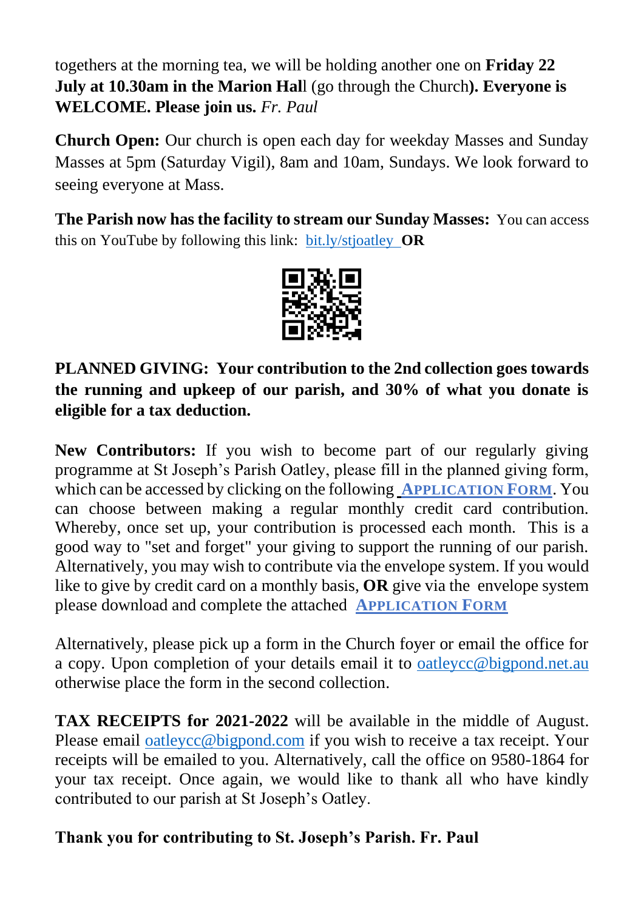togethers at the morning tea, we will be holding another one on **Friday 22 July at 10.30am in the Marion Hal**l (go through the Church**). Everyone is WELCOME. Please join us.** *Fr. Paul*

**Church Open:** Our church is open each day for weekday Masses and Sunday Masses at 5pm (Saturday Vigil), 8am and 10am, Sundays. We look forward to seeing everyone at Mass.

**The Parish now has the facility to stream our Sunday Masses:** You can access this on YouTube by following this link: bit.ly/stjoatley **OR**

**PLANNED GIVING: Your contribution to the 2nd collection goes towards the running and upkeep of our parish, and 30% of what you donate is eligible for a tax deduction.**

**New Contributors:** If you wish to become part of our regularly giving programme at St Joseph's Parish Oatley, please fill in the planned giving form, which can be accessed by clicking on the following **APPLICATION FORM**. You can choose between making a regular monthly credit card contribution. Whereby, once set up, your contribution is processed each month. This is a good way to "set and forget" your giving to support the running of our parish. Alternatively, you may wish to contribute via the envelope system. If you would like to give by credit card on a monthly basis, **OR** give via the envelope system please download and complete the attached **APPLICATION FORM**

Alternatively, please pick up a form in the Church foyer or email the office for a copy. Upon completion of your details email it to oatleycc@bigpond.net.au otherwise place the form in the second collection.

**TAX RECEIPTS for 2021-2022** will be available in the middle of August. Please email oatleycc@bigpond.com if you wish to receive a tax receipt. Your receipts will be emailed to you. Alternatively, call the office on 9580-1864 for your tax receipt. Once again, we would like to thank all who have kindly contributed to our parish at St Joseph's Oatley.

**Thank you for contributing to St. Joseph's Parish. Fr. Paul**